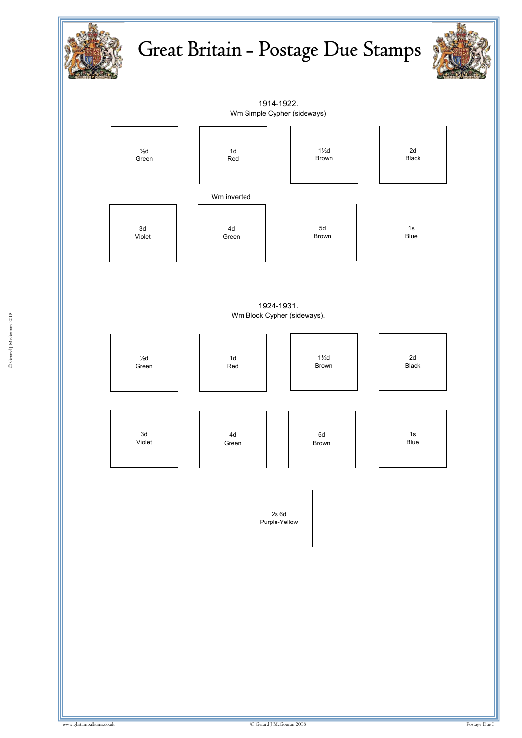# Great Britain - Postage Due Stamps

1914-1922.
Wm Simple Cypher (sideways)

| | | | |
|---|---|---|---|
| ½d Green | 1d Red | 1½d Brown | 2d Black |

Wm inverted

| | | | |
|---|---|---|---|
| 3d Violet | 4d Green | 5d Brown | 1s Blue |

1924-1931.
Wm Block Cypher (sideways).

| | | | |
|---|---|---|---|
| ½d Green | 1d Red | 1½d Brown | 2d Black |
| 3d Violet | 4d Green | 5d Brown | 1s Blue |

2s 6d
Purple-Yellow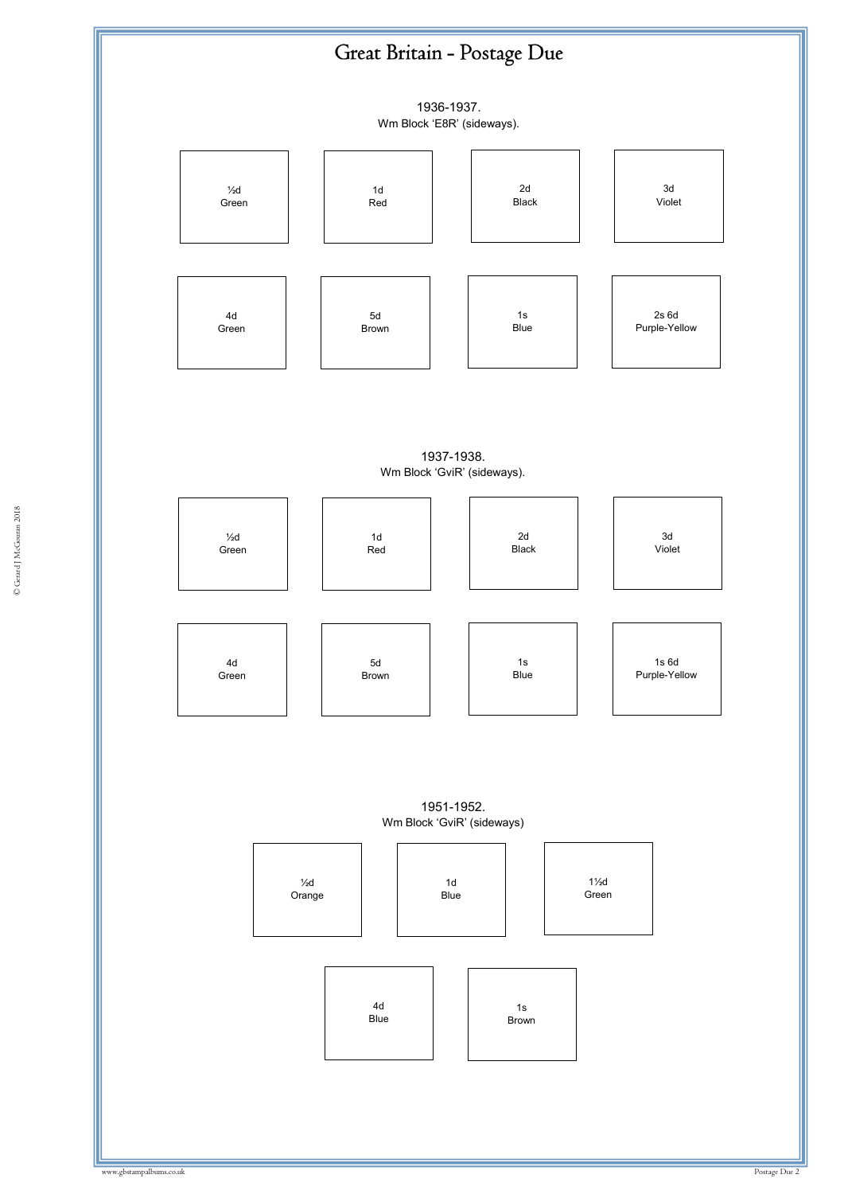# Great Britain - Postage Due

1936-1937.
Wm Block 'E8R' (sideways).

| | | | |
|---|---|---|---|
| ½d Green | 1d Red | 2d Black | 3d Violet |
| 4d Green | 5d Brown | 1s Blue | 2s 6d Purple-Yellow |

1937-1938.
Wm Block 'GviR' (sideways).

| | | | |
|---|---|---|---|
| ½d Green | 1d Red | 2d Black | 3d Violet |
| 4d Green | 5d Brown | 1s Blue | 1s 6d Purple-Yellow |

1951-1952.
Wm Block 'GviR' (sideways)

| | | |
|---|---|---|
| ½d Orange | 1d Blue | 1½d Green |
| 4d Blue | 1s Brown | |

© Gerard J McGouran 2018

www.gbstampalbums.co.uk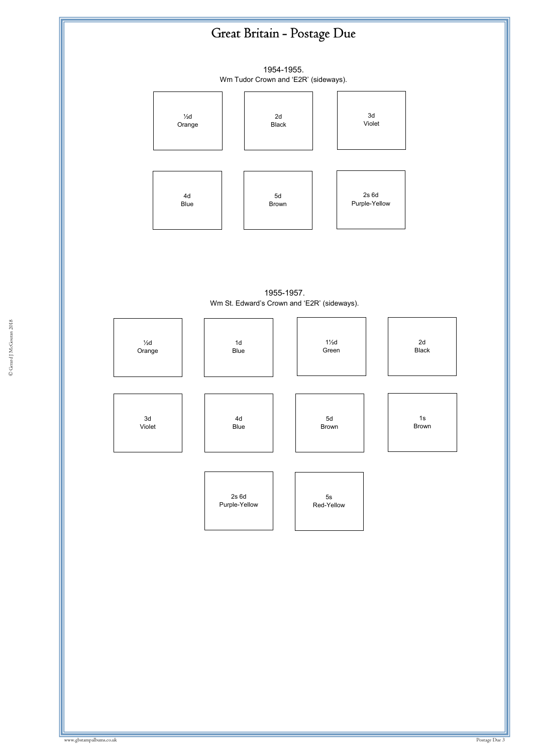# Great Britain - Postage Due

## 1954-1955.

Wm Tudor Crown and 'E2R' (sideways).

| | | |
|---|---|---|
| ½d Orange | 2d Black | 3d Violet |
| 4d Blue | 5d Brown | 2s 6d Purple-Yellow |

## 1955-1957.

Wm St. Edward's Crown and 'E2R' (sideways).

| | | | |
|---|---|---|---|
| ½d Orange | 1d Blue | 1½d Green | 2d Black |
| 3d Violet | 4d Blue | 5d Brown | 1s Brown |
| 2s 6d Purple-Yellow | 5s Red-Yellow | | |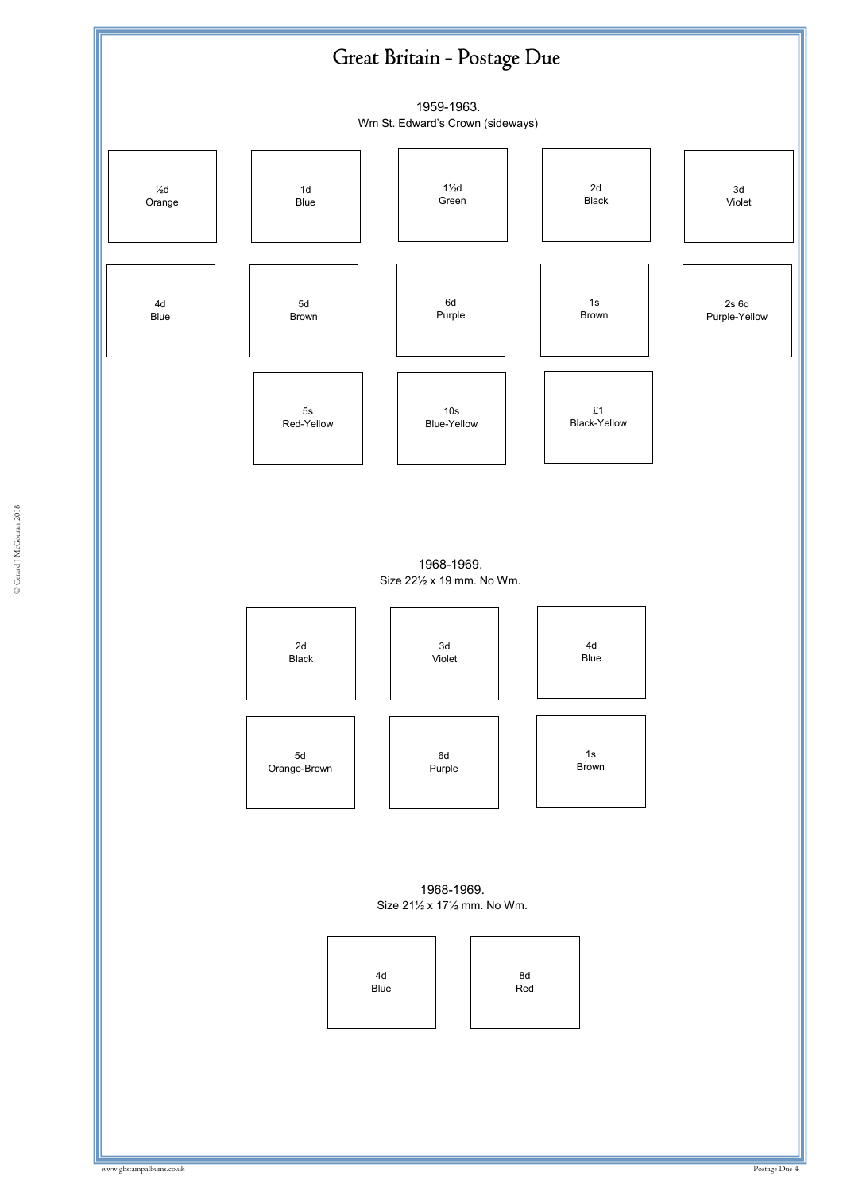# Great Britain - Postage Due

1959-1963.
Wm St. Edward's Crown (sideways)

| ½d Orange | 1d Blue | 1½d Green | 2d Black | 3d Violet |
|---|---|---|---|---|
| 4d Blue | 5d Brown | 6d Purple | 1s Brown | 2s 6d Purple-Yellow |
| 5s Red-Yellow | 10s Blue-Yellow | £1 Black-Yellow | | |

1968-1969.
Size 22½ x 19 mm. No Wm.

| 2d Black | 3d Violet | 4d Blue |
|---|---|---|
| 5d Orange-Brown | 6d Purple | 1s Brown |

1968-1969.
Size 21½ x 17½ mm. No Wm.

| 4d Blue | 8d Red |
|---|---|

© Gerard J McGouran 2018

www.gbstampalbums.co.uk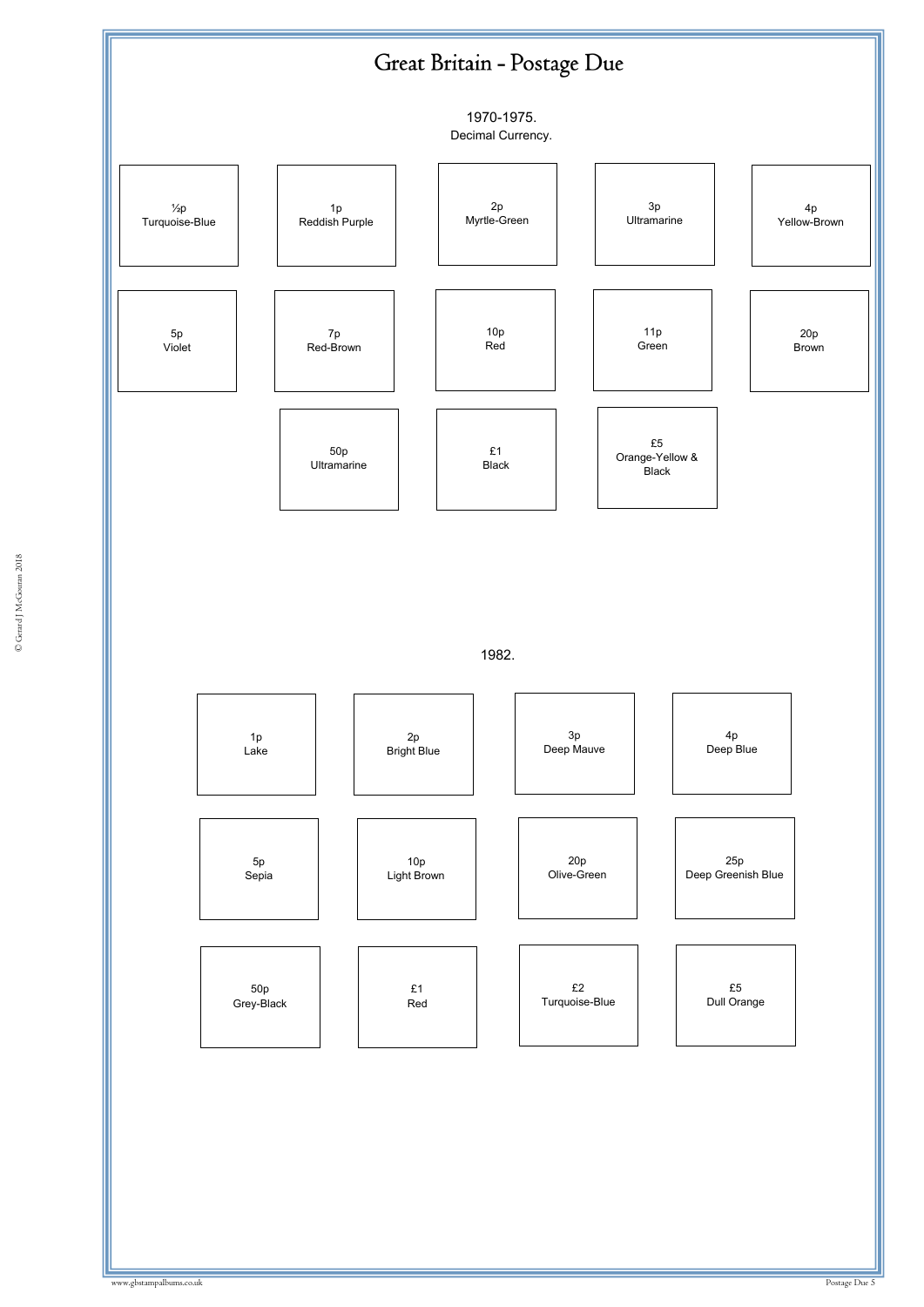# Great Britain - Postage Due

1970-1975.
Decimal Currency.

| | | | | |
|---|---|---|---|---|
| ½p Turquoise-Blue | 1p Reddish Purple | 2p Myrtle-Green | 3p Ultramarine | 4p Yellow-Brown |
| 5p Violet | 7p Red-Brown | 10p Red | 11p Green | 20p Brown |
| 50p Ultramarine | £1 Black | £5 Orange-Yellow & Black | | |

1982.

| | | | |
|---|---|---|---|
| 1p Lake | 2p Bright Blue | 3p Deep Mauve | 4p Deep Blue |
| 5p Sepia | 10p Light Brown | 20p Olive-Green | 25p Deep Greenish Blue |
| 50p Grey-Black | £1 Red | £2 Turquoise-Blue | £5 Dull Orange |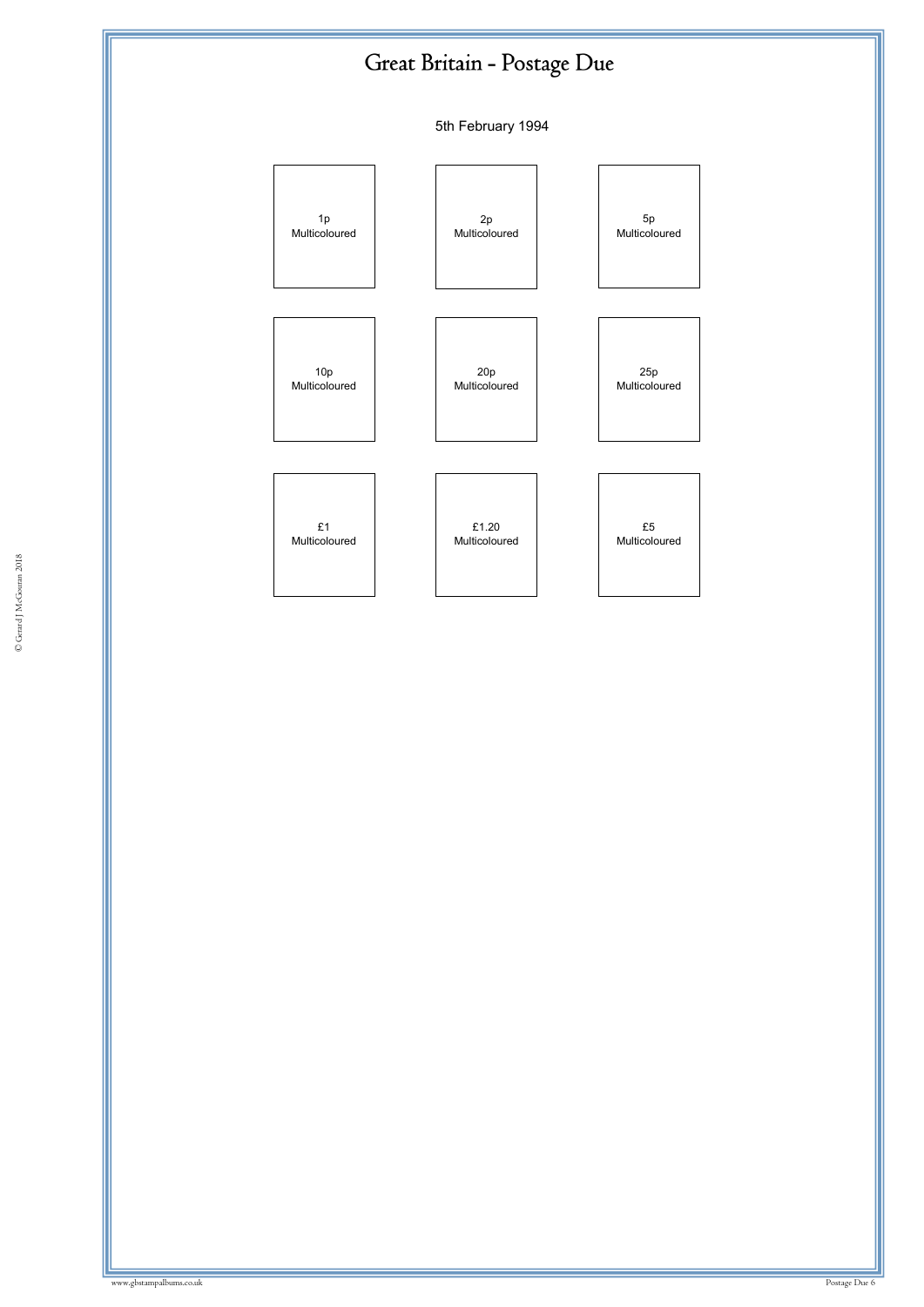# Great Britain - Postage Due

5th February 1994

| | | |
|---|---|---|
| 1p Multicoloured | 2p Multicoloured | 5p Multicoloured |
| 10p Multicoloured | 20p Multicoloured | 25p Multicoloured |
| £1 Multicoloured | £1.20 Multicoloured | £5 Multicoloured |

© Gerard J McGouran 2018

www.gbstampalbums.co.uk